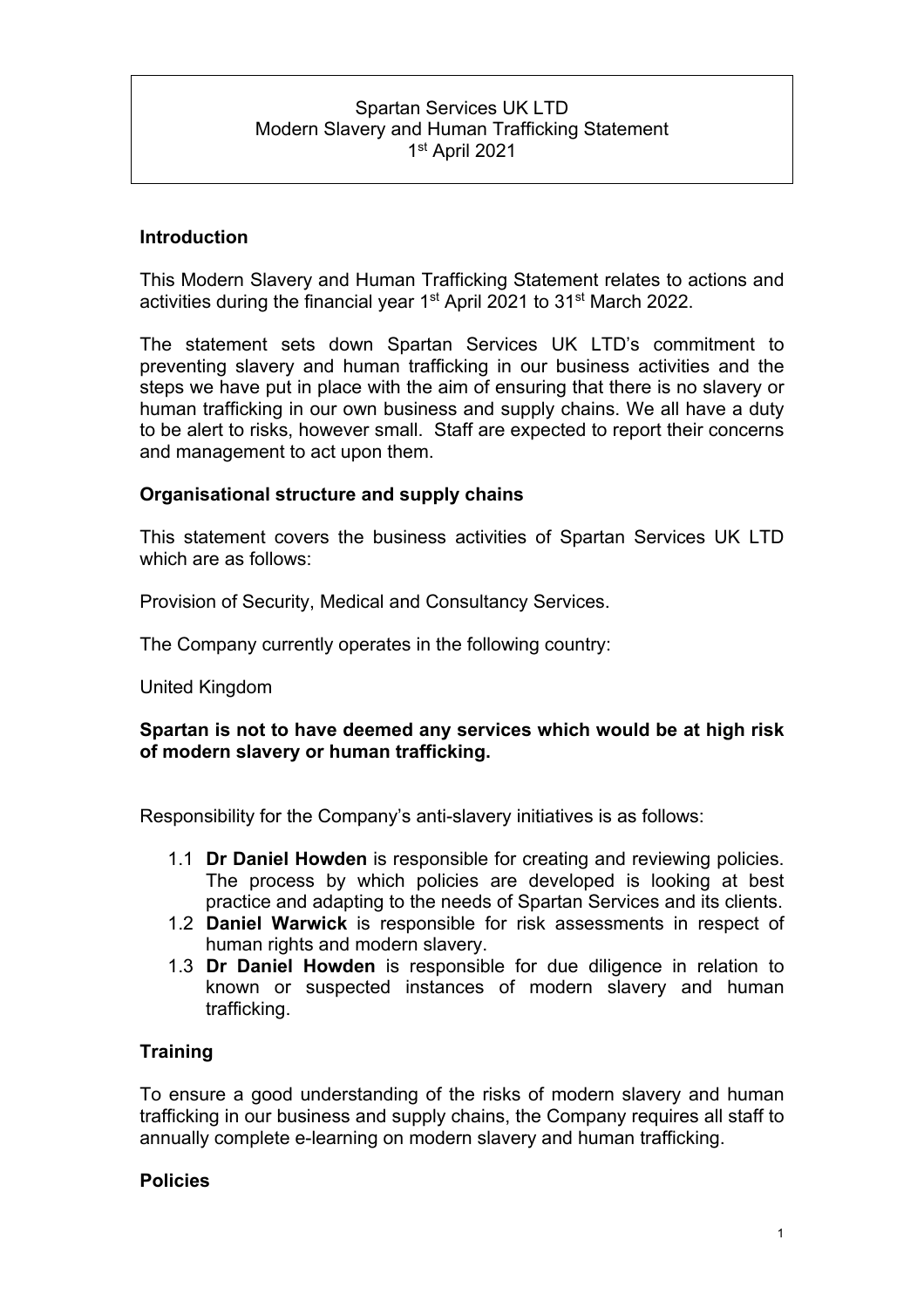Spartan Services UK LTD
Modern Slavery and Human Trafficking Statement
1st April 2021

## Introduction

This Modern Slavery and Human Trafficking Statement relates to actions and activities during the financial year 1st April 2021 to 31st March 2022.

The statement sets down Spartan Services UK LTD's commitment to preventing slavery and human trafficking in our business activities and the steps we have put in place with the aim of ensuring that there is no slavery or human trafficking in our own business and supply chains. We all have a duty to be alert to risks, however small. Staff are expected to report their concerns and management to act upon them.

## Organisational structure and supply chains

This statement covers the business activities of Spartan Services UK LTD which are as follows:

Provision of Security, Medical and Consultancy Services.

The Company currently operates in the following country:

United Kingdom

**Spartan is not to have deemed any services which would be at high risk of modern slavery or human trafficking.**

Responsibility for the Company's anti-slavery initiatives is as follows:

1.1 **Dr Daniel Howden** is responsible for creating and reviewing policies. The process by which policies are developed is looking at best practice and adapting to the needs of Spartan Services and its clients.
1.2 **Daniel Warwick** is responsible for risk assessments in respect of human rights and modern slavery.
1.3 **Dr Daniel Howden** is responsible for due diligence in relation to known or suspected instances of modern slavery and human trafficking.

## Training

To ensure a good understanding of the risks of modern slavery and human trafficking in our business and supply chains, the Company requires all staff to annually complete e-learning on modern slavery and human trafficking.

## Policies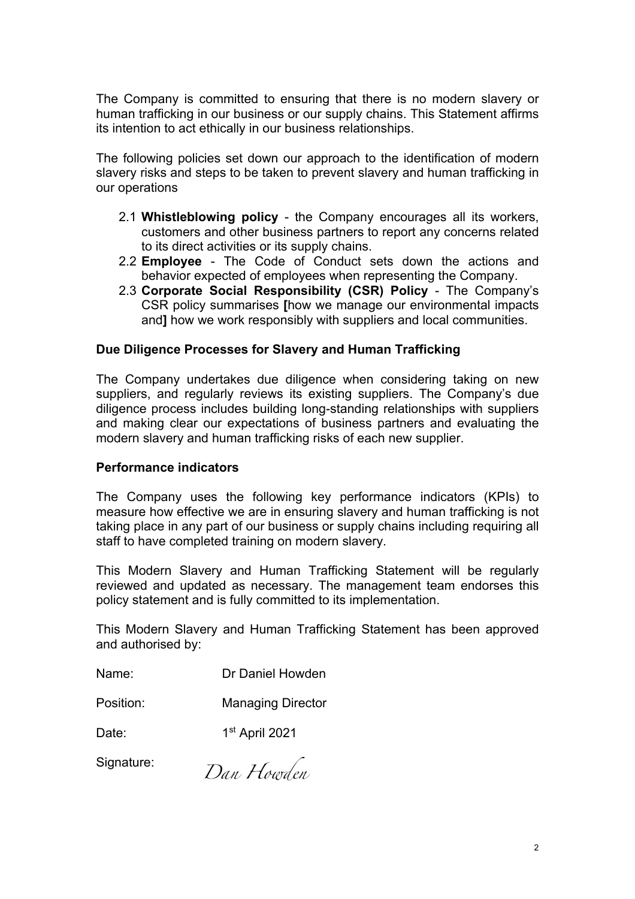The Company is committed to ensuring that there is no modern slavery or human trafficking in our business or our supply chains. This Statement affirms its intention to act ethically in our business relationships.

The following policies set down our approach to the identification of modern slavery risks and steps to be taken to prevent slavery and human trafficking in our operations

2.1 **Whistleblowing policy** - the Company encourages all its workers, customers and other business partners to report any concerns related to its direct activities or its supply chains.
2.2 **Employee** - The Code of Conduct sets down the actions and behavior expected of employees when representing the Company.
2.3 **Corporate Social Responsibility (CSR) Policy** - The Company's CSR policy summarises **[**how we manage our environmental impacts and**]** how we work responsibly with suppliers and local communities.

**Due Diligence Processes for Slavery and Human Trafficking**

The Company undertakes due diligence when considering taking on new suppliers, and regularly reviews its existing suppliers. The Company's due diligence process includes building long-standing relationships with suppliers and making clear our expectations of business partners and evaluating the modern slavery and human trafficking risks of each new supplier.

**Performance indicators**

The Company uses the following key performance indicators (KPIs) to measure how effective we are in ensuring slavery and human trafficking is not taking place in any part of our business or supply chains including requiring all staff to have completed training on modern slavery.

This Modern Slavery and Human Trafficking Statement will be regularly reviewed and updated as necessary. The management team endorses this policy statement and is fully committed to its implementation.

This Modern Slavery and Human Trafficking Statement has been approved and authorised by:

Name: Dr Daniel Howden

Position: Managing Director

Date: 1st April 2021

Signature: *Dan Howden*